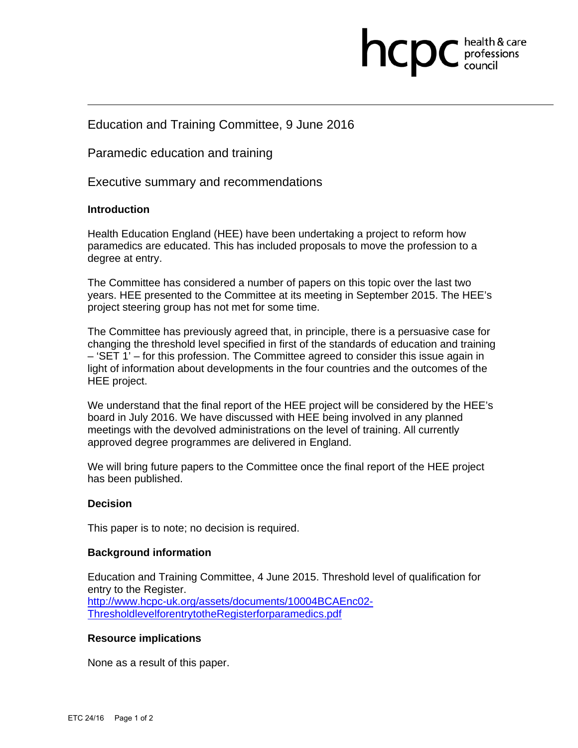Education and Training Committee, 9 June 2016

Paramedic education and training

Executive summary and recommendations

### Introduction

Health Education England (HEE) have been undertaking a project to reform how paramedics are educated. This has included proposals to move the profession to a degree at entry.

The Committee has considered a number of papers on this topic over the last two years. HEE presented to the Committee at its meeting in September 2015. The HEE's project steering group has not met for some time.

The Committee has previously agreed that, in principle, there is a persuasive case for changing the threshold level specified in first of the standards of education and training – 'SET 1' – for this profession. The Committee agreed to consider this issue again in light of information about developments in the four countries and the outcomes of the HEE project.

We understand that the final report of the HEE project will be considered by the HEE's board in July 2016. We have discussed with HEE being involved in any planned meetings with the devolved administrations on the level of training. All currently approved degree programmes are delivered in England.

We will bring future papers to the Committee once the final report of the HEE project has been published.

### Decision

This paper is to note; no decision is required.

### Background information

Education and Training Committee, 4 June 2015. Threshold level of qualification for entry to the Register.
[http://www.hcpc-uk.org/assets/documents/10004BCAEnc02-ThresholdlevelforentrytotheRegisterforparamedics.pdf](http://www.hcpc-uk.org/assets/documents/10004BCAEnc02-ThresholdlevelforentrytotheRegisterforparamedics.pdf)

### Resource implications

None as a result of this paper.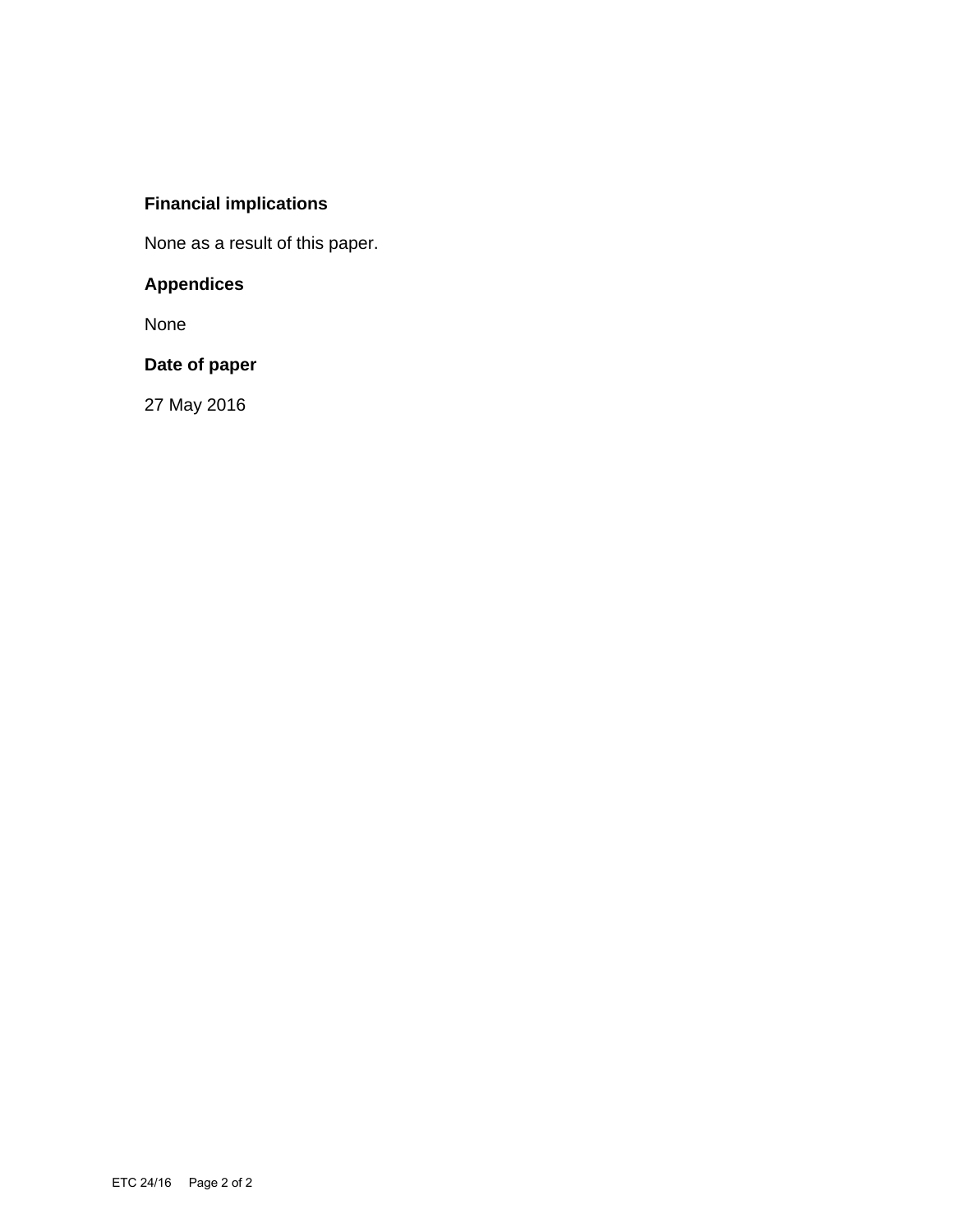## Financial implications

None as a result of this paper.

## Appendices

None

## Date of paper

27 May 2016